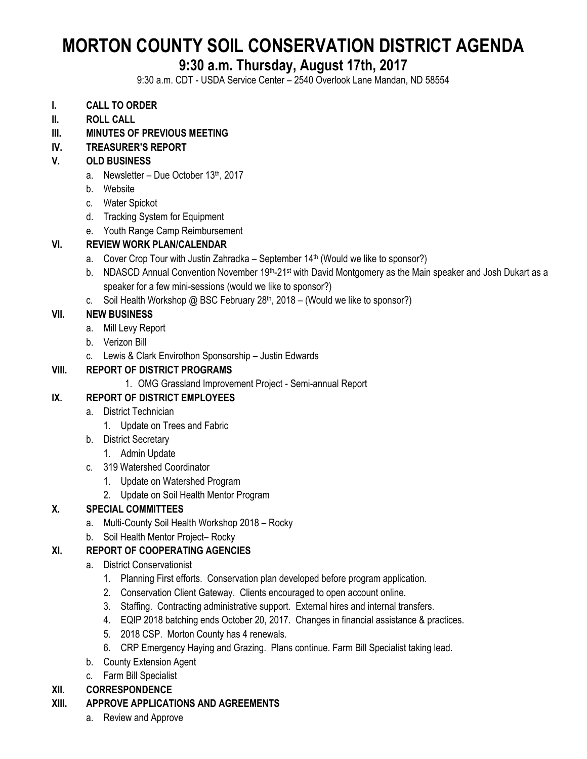# MORTON COUNTY SOIL CONSERVATION DISTRICT AGENDA

## 9:30 a.m. Thursday, August 17th, 2017

9:30 a.m. CDT - USDA Service Center – 2540 Overlook Lane Mandan, ND 58554

- **I. CALL TO ORDER**
- **II. ROLL CALL**
- **III. MINUTES OF PREVIOUS MEETING**
- **IV. TREASURER'S REPORT**
- **V. OLD BUSINESS**
  - a. Newsletter – Due October 13th, 2017
  - b. Website
  - c. Water Spickot
  - d. Tracking System for Equipment
  - e. Youth Range Camp Reimbursement
- **VI. REVIEW WORK PLAN/CALENDAR**
  - a. Cover Crop Tour with Justin Zahradka – September 14th (Would we like to sponsor?)
  - b. NDASCD Annual Convention November 19th-21st with David Montgomery as the Main speaker and Josh Dukart as a speaker for a few mini-sessions (would we like to sponsor?)
  - c. Soil Health Workshop @ BSC February 28th, 2018 – (Would we like to sponsor?)
- **VII. NEW BUSINESS**
  - a. Mill Levy Report
  - b. Verizon Bill
  - c. Lewis & Clark Envirothon Sponsorship – Justin Edwards
- **VIII. REPORT OF DISTRICT PROGRAMS**
  1. OMG Grassland Improvement Project - Semi-annual Report
- **IX. REPORT OF DISTRICT EMPLOYEES**
  - a. District Technician
    1. Update on Trees and Fabric
  - b. District Secretary
    1. Admin Update
  - c. 319 Watershed Coordinator
    1. Update on Watershed Program
    2. Update on Soil Health Mentor Program
- **X. SPECIAL COMMITTEES**
  - a. Multi-County Soil Health Workshop 2018 – Rocky
  - b. Soil Health Mentor Project– Rocky
- **XI. REPORT OF COOPERATING AGENCIES**
  - a. District Conservationist
    1. Planning First efforts. Conservation plan developed before program application.
    2. Conservation Client Gateway. Clients encouraged to open account online.
    3. Staffing. Contracting administrative support. External hires and internal transfers.
    4. EQIP 2018 batching ends October 20, 2017. Changes in financial assistance & practices.
    5. 2018 CSP. Morton County has 4 renewals.
    6. CRP Emergency Haying and Grazing. Plans continue. Farm Bill Specialist taking lead.
  - b. County Extension Agent
  - c. Farm Bill Specialist
- **XII. CORRESPONDENCE**
- **XIII. APPROVE APPLICATIONS AND AGREEMENTS**
  - a. Review and Approve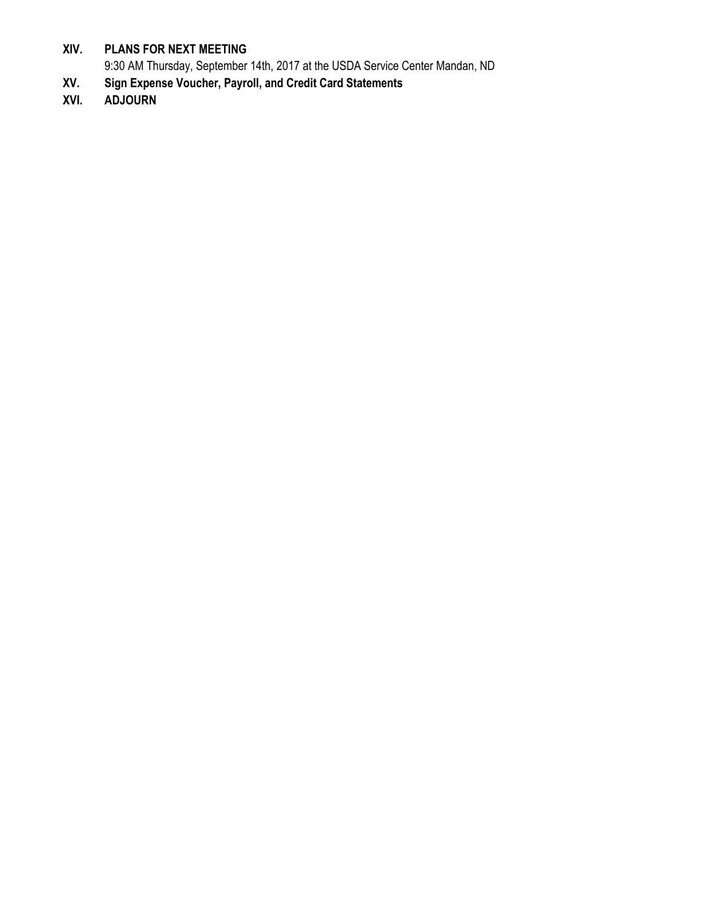**XIV. PLANS FOR NEXT MEETING**

9:30 AM Thursday, September 14th, 2017 at the USDA Service Center Mandan, ND

**XV. Sign Expense Voucher, Payroll, and Credit Card Statements**

**XVI. ADJOURN**